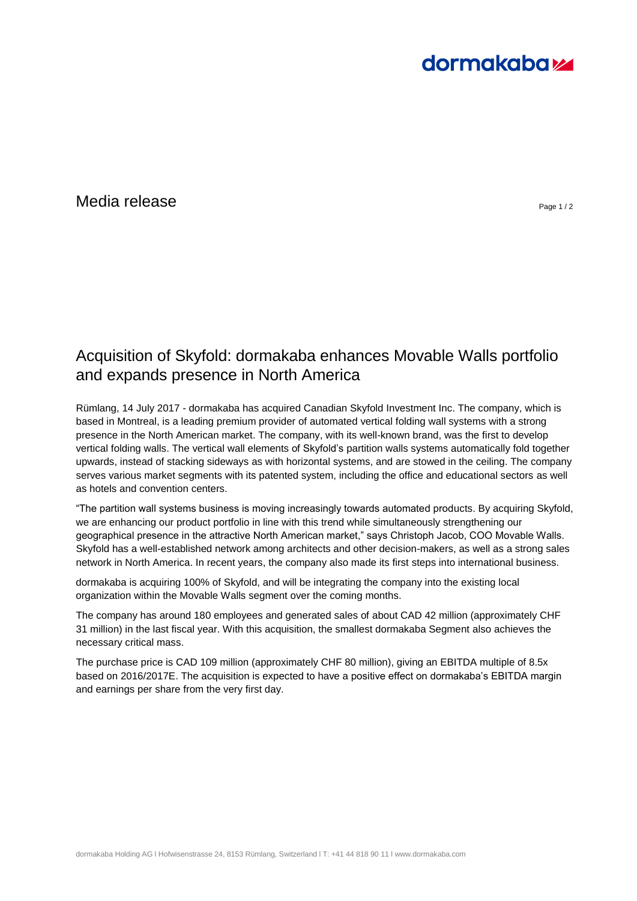Media release

# Acquisition of Skyfold: dormakaba enhances Movable Walls portfolio and expands presence in North America

Rümlang, 14 July 2017 - dormakaba has acquired Canadian Skyfold Investment Inc. The company, which is based in Montreal, is a leading premium provider of automated vertical folding wall systems with a strong presence in the North American market. The company, with its well-known brand, was the first to develop vertical folding walls. The vertical wall elements of Skyfold's partition walls systems automatically fold together upwards, instead of stacking sideways as with horizontal systems, and are stowed in the ceiling. The company serves various market segments with its patented system, including the office and educational sectors as well as hotels and convention centers.

"The partition wall systems business is moving increasingly towards automated products. By acquiring Skyfold, we are enhancing our product portfolio in line with this trend while simultaneously strengthening our geographical presence in the attractive North American market," says Christoph Jacob, COO Movable Walls. Skyfold has a well-established network among architects and other decision-makers, as well as a strong sales network in North America. In recent years, the company also made its first steps into international business.

dormakaba is acquiring 100% of Skyfold, and will be integrating the company into the existing local organization within the Movable Walls segment over the coming months.

The company has around 180 employees and generated sales of about CAD 42 million (approximately CHF 31 million) in the last fiscal year. With this acquisition, the smallest dormakaba Segment also achieves the necessary critical mass.

The purchase price is CAD 109 million (approximately CHF 80 million), giving an EBITDA multiple of 8.5x based on 2016/2017E. The acquisition is expected to have a positive effect on dormakaba's EBITDA margin and earnings per share from the very first day.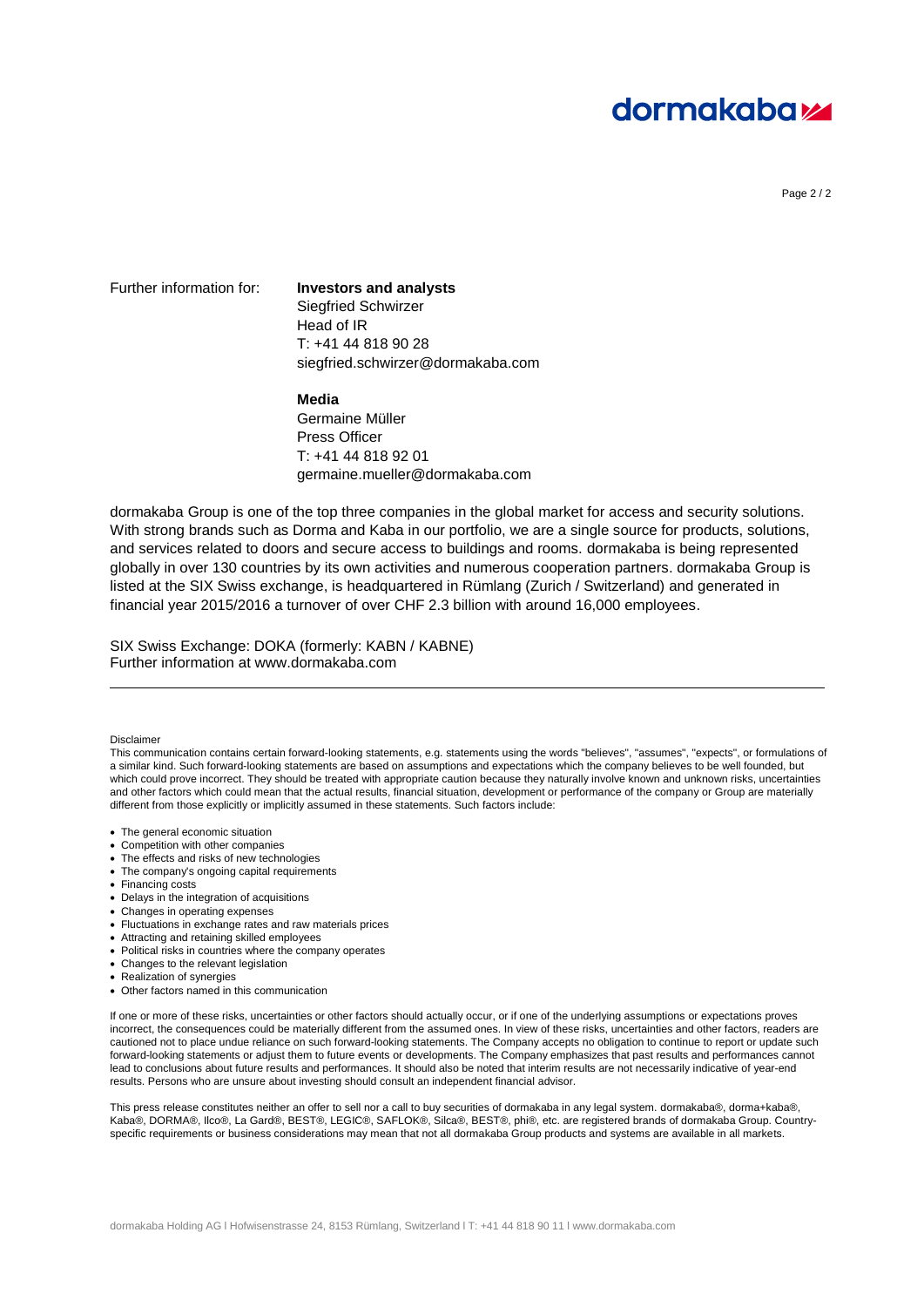Further information for: **Investors and analysts**
Siegfried Schwirzer
Head of IR
T: +41 44 818 90 28
siegfried.schwirzer@dormakaba.com

**Media**
Germaine Müller
Press Officer
T: +41 44 818 92 01
germaine.mueller@dormakaba.com

dormakaba Group is one of the top three companies in the global market for access and security solutions. With strong brands such as Dorma and Kaba in our portfolio, we are a single source for products, solutions, and services related to doors and secure access to buildings and rooms. dormakaba is being represented globally in over 130 countries by its own activities and numerous cooperation partners. dormakaba Group is listed at the SIX Swiss exchange, is headquartered in Rümlang (Zurich / Switzerland) and generated in financial year 2015/2016 a turnover of over CHF 2.3 billion with around 16,000 employees.

SIX Swiss Exchange: DOKA (formerly: KABN / KABNE)
Further information at www.dormakaba.com

---

Disclaimer
This communication contains certain forward-looking statements, e.g. statements using the words "believes", "assumes", "expects", or formulations of a similar kind. Such forward-looking statements are based on assumptions and expectations which the company believes to be well founded, but which could prove incorrect. They should be treated with appropriate caution because they naturally involve known and unknown risks, uncertainties and other factors which could mean that the actual results, financial situation, development or performance of the company or Group are materially different from those explicitly or implicitly assumed in these statements. Such factors include:

- The general economic situation
- Competition with other companies
- The effects and risks of new technologies
- The company's ongoing capital requirements
- Financing costs
- Delays in the integration of acquisitions
- Changes in operating expenses
- Fluctuations in exchange rates and raw materials prices
- Attracting and retaining skilled employees
- Political risks in countries where the company operates
- Changes to the relevant legislation
- Realization of synergies
- Other factors named in this communication

If one or more of these risks, uncertainties or other factors should actually occur, or if one of the underlying assumptions or expectations proves incorrect, the consequences could be materially different from the assumed ones. In view of these risks, uncertainties and other factors, readers are cautioned not to place undue reliance on such forward-looking statements. The Company accepts no obligation to continue to report or update such forward-looking statements or adjust them to future events or developments. The Company emphasizes that past results and performances cannot lead to conclusions about future results and performances. It should also be noted that interim results are not necessarily indicative of year-end results. Persons who are unsure about investing should consult an independent financial advisor.

This press release constitutes neither an offer to sell nor a call to buy securities of dormakaba in any legal system. dormakaba®, dorma+kaba®, Kaba®, DORMA®, Ilco®, La Gard®, BEST®, LEGIC®, SAFLOK®, Silca®, BEST®, phi®, etc. are registered brands of dormakaba Group. Country-specific requirements or business considerations may mean that not all dormakaba Group products and systems are available in all markets.

dormakaba Holding AG l Hofwisenstrasse 24, 8153 Rümlang, Switzerland l T: +41 44 818 90 11 l www.dormakaba.com